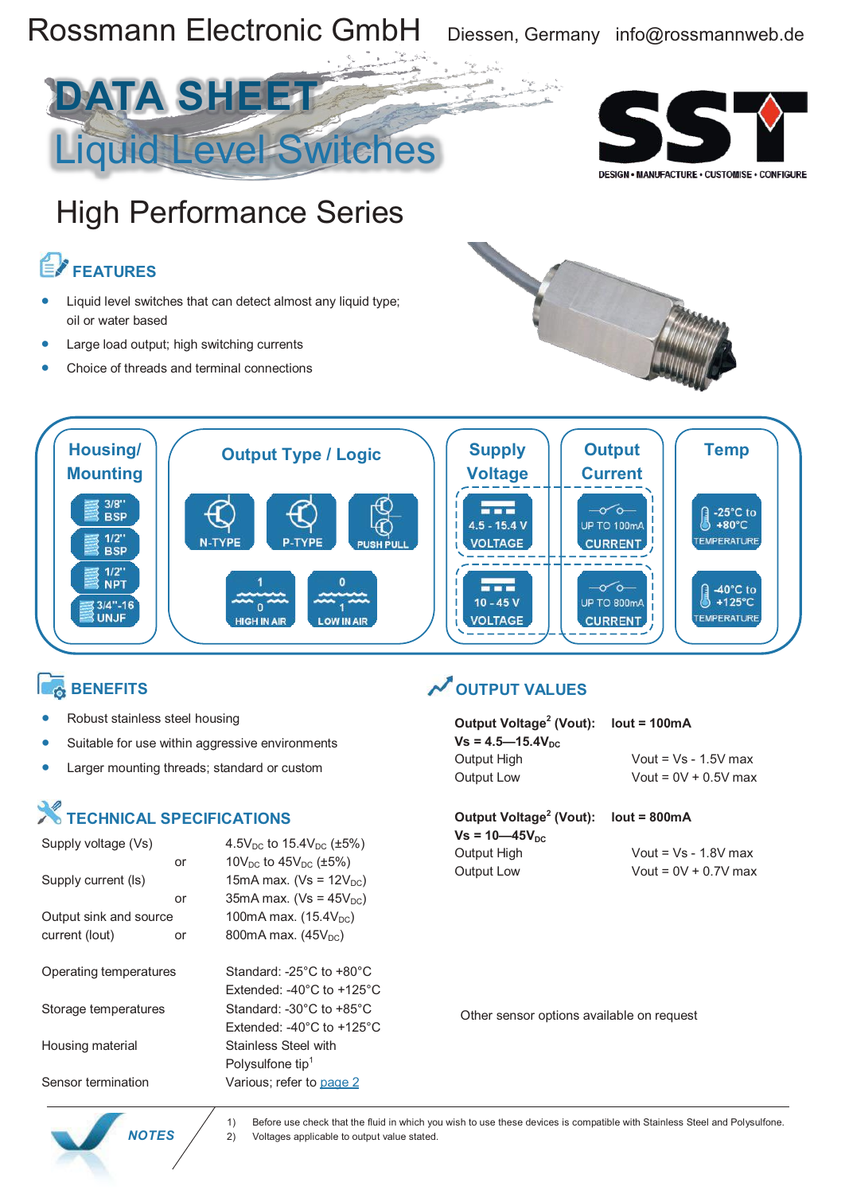Rossmann Electronic GmbH Diessen, Germany info@rossmannweb.de

# DATA SHEET
# Liquid Level Switches

SST — DESIGN • MANUFACTURE • CUSTOMISE • CONFIGURE

## High Performance Series

### FEATURES

- Liquid level switches that can detect almost any liquid type; oil or water based
- Large load output; high switching currents
- Choice of threads and terminal connections

| Housing/ Mounting | Output Type / Logic | Supply Voltage | Output Current | Temp |
|---|---|---|---|---|
| 3/8" BSP | N-TYPE | 4.5 - 15.4 V VOLTAGE | UP TO 100mA CURRENT | -25°C to +80°C TEMPERATURE |
| 1/2" BSP | P-TYPE | 10 - 45 V VOLTAGE | UP TO 800mA CURRENT | -40°C to +125°C TEMPERATURE |
| 1/2" NPT | PUSH PULL | | | |
| 3/4"-16 UNJF | 1 / 0 HIGH IN AIR | | | |
| | 0 / 1 LOW IN AIR | | | |

### BENEFITS

- Robust stainless steel housing
- Suitable for use within aggressive environments
- Larger mounting threads; standard or custom

### TECHNICAL SPECIFICATIONS

| | |
|---|---|
| Supply voltage (Vs) | $4.5V_{DC}$ to $15.4V_{DC}$ (±5%) |
| or | $10V_{DC}$ to $45V_{DC}$ (±5%) |
| Supply current (Is) | 15mA max. (Vs = $12V_{DC}$) |
| or | 35mA max. (Vs = $45V_{DC}$) |
| Output sink and source current (Iout) | 100mA max. ($15.4V_{DC}$) |
| or | 800mA max. ($45V_{DC}$) |
| Operating temperatures | Standard: -25°C to +80°C<br>Extended: -40°C to +125°C |
| Storage temperatures | Standard: -30°C to +85°C<br>Extended: -40°C to +125°C |
| Housing material | Stainless Steel with Polysulfone tip[1] |
| Sensor termination | Various; refer to page 2 |

### OUTPUT VALUES

**Output Voltage[2] (Vout): Iout = 100mA**
**Vs = 4.5—15.4$V_{DC}$**

| | |
|---|---|
| Output High | Vout = Vs - 1.5V max |
| Output Low | Vout = 0V + 0.5V max |

**Output Voltage[2] (Vout): Iout = 800mA**
**Vs = 10—45$V_{DC}$**

| | |
|---|---|
| Output High | Vout = Vs - 1.8V max |
| Output Low | Vout = 0V + 0.7V max |

Other sensor options available on request

**NOTES**

1) Before use check that the fluid in which you wish to use these devices is compatible with Stainless Steel and Polysulfone.
2) Voltages applicable to output value stated.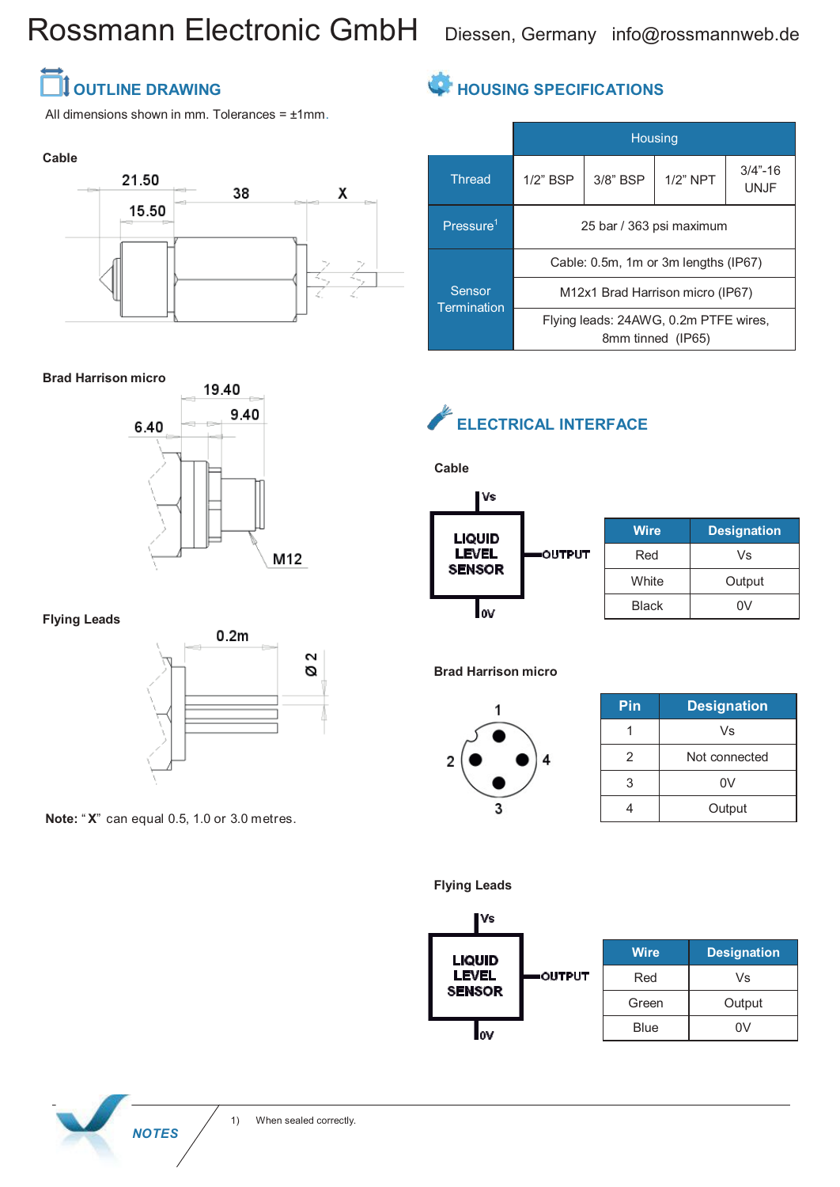Rossmann Electronic GmbH Diessen, Germany info@rossmannweb.de

## OUTLINE DRAWING

All dimensions shown in mm. Tolerances = ±1mm.

**Cable**

21.50 | 38 | X | 15.50

**Brad Harrison micro**

19.40 | 9.40 | 6.40 | M12

**Flying Leads**

0.2m | Ø 2

**Note:** "**X**" can equal 0.5, 1.0 or 3.0 metres.

## HOUSING SPECIFICATIONS

| | Housing | | | |
|---|---|---|---|---|
| Thread | 1/2" BSP | 3/8" BSP | 1/2" NPT | 3/4"-16 UNJF |
| Pressure[1] | 25 bar / 363 psi maximum | | | |
| Sensor Termination | Cable: 0.5m, 1m or 3m lengths (IP67) | | | |
| | M12x1 Brad Harrison micro (IP67) | | | |
| | Flying leads: 24AWG, 0.2m PTFE wires, 8mm tinned (IP65) | | | |

## ELECTRICAL INTERFACE

**Cable**

LIQUID LEVEL SENSOR — Vs, OUTPUT, 0V

| Wire | Designation |
|---|---|
| Red | Vs |
| White | Output |
| Black | 0V |

**Brad Harrison micro**

| Pin | Designation |
|---|---|
| 1 | Vs |
| 2 | Not connected |
| 3 | 0V |
| 4 | Output |

**Flying Leads**

LIQUID LEVEL SENSOR — Vs, OUTPUT, 0V

| Wire | Designation |
|---|---|
| Red | Vs |
| Green | Output |
| Blue | 0V |

*NOTES*

1) When sealed correctly.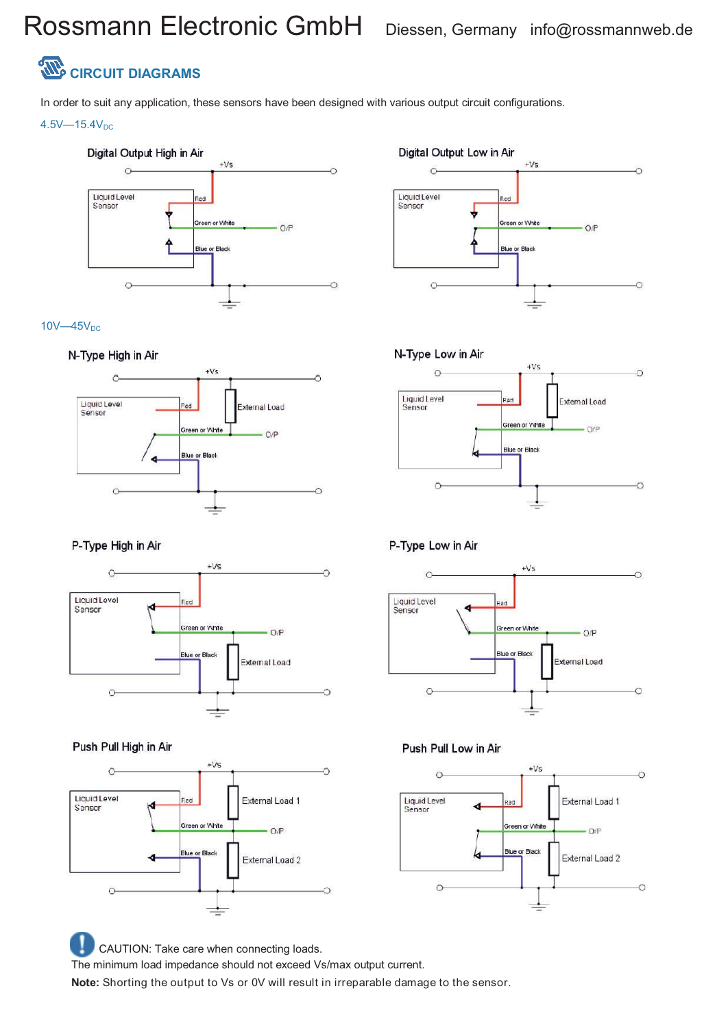Rossmann Electronic GmbH Diessen, Germany info@rossmannweb.de

## CIRCUIT DIAGRAMS

In order to suit any application, these sensors have been designed with various output circuit configurations.

4.5V—15.4V$_{DC}$

### Digital Output High in Air

+Vs

Liquid Level Sensor

Red

Green or White

O/P

Blue or Black

### Digital Output Low in Air

+Vs

Liquid Level Sensor

Red

Green or White

O/P

Blue or Black

10V—45V$_{DC}$

### N-Type High in Air

+Vs

Liquid Level Sensor

Red

External Load

Green or White

O/P

Blue or Black

### N-Type Low in Air

+Vs

Liquid Level Sensor

Red

External Load

Green or White

O/P

Blue or Black

### P-Type High in Air

+Vs

Liquid Level Sensor

Red

Green or White

O/P

Blue or Black

External Load

### P-Type Low in Air

+Vs

Liquid Level Sensor

Red

Green or White

O/P

Blue or Black

External Load

### Push Pull High in Air

+Vs

Liquid Level Sensor

Red

External Load 1

Green or White

O/P

Blue or Black

External Load 2

### Push Pull Low in Air

+Vs

Liquid Level Sensor

Red

External Load 1

Green or White

O/P

Blue or Black

External Load 2

CAUTION: Take care when connecting loads.
The minimum load impedance should not exceed Vs/max output current.

**Note:** Shorting the output to Vs or 0V will result in irreparable damage to the sensor.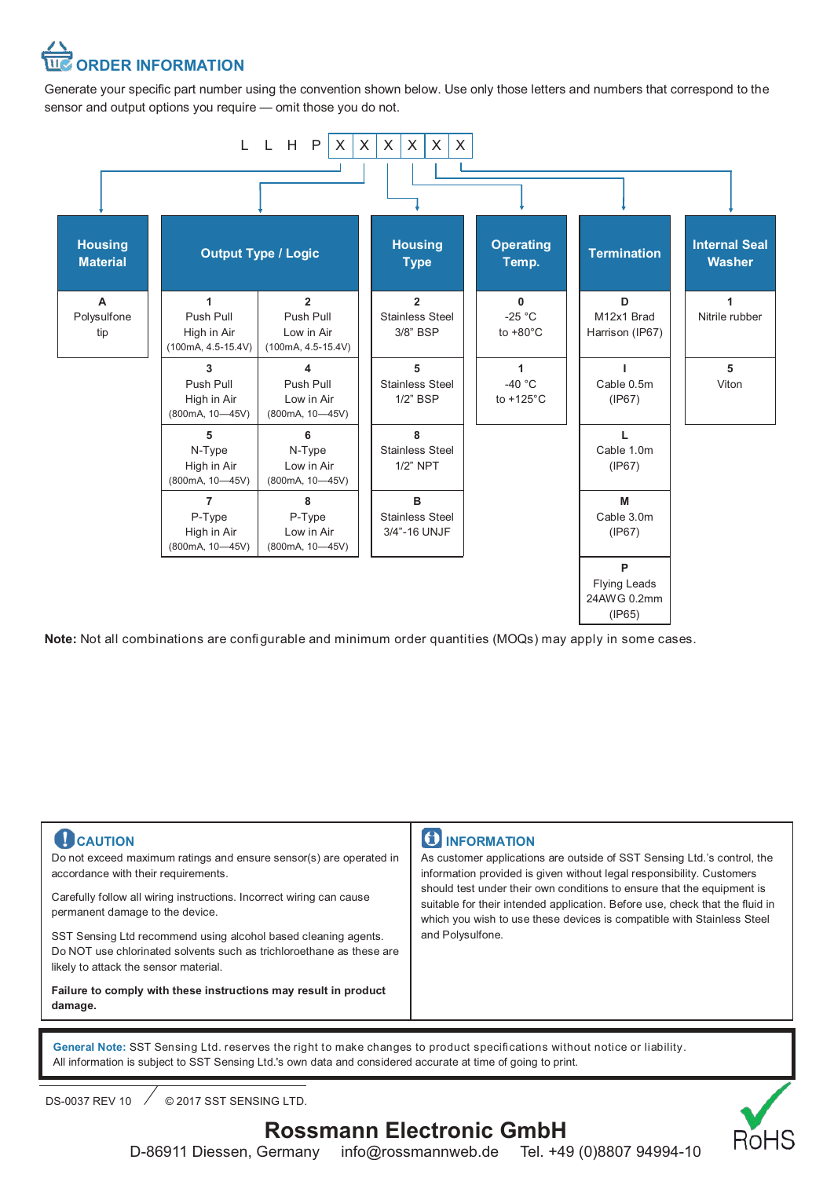## ORDER INFORMATION

Generate your specific part number using the convention shown below. Use only those letters and numbers that correspond to the sensor and output options you require — omit those you do not.

L L H P X X X X X X

| Housing Material | Output Type / Logic | | Housing Type | Operating Temp. | Termination | Internal Seal Washer |
|---|---|---|---|---|---|---|
| **A** Polysulfone tip | **1** Push Pull High in Air (100mA, 4.5-15.4V) | **2** Push Pull Low in Air (100mA, 4.5-15.4V) | **2** Stainless Steel 3/8" BSP | **0** -25 °C to +80°C | **D** M12x1 Brad Harrison (IP67) | **1** Nitrile rubber |
| | **3** Push Pull High in Air (800mA, 10—45V) | **4** Push Pull Low in Air (800mA, 10—45V) | **5** Stainless Steel 1/2" BSP | **1** -40 °C to +125°C | **I** Cable 0.5m (IP67) | **5** Viton |
| | **5** N-Type High in Air (800mA, 10—45V) | **6** N-Type Low in Air (800mA, 10—45V) | **8** Stainless Steel 1/2" NPT | | **L** Cable 1.0m (IP67) | |
| | **7** P-Type High in Air (800mA, 10—45V) | **8** P-Type Low in Air (800mA, 10—45V) | **B** Stainless Steel 3/4"-16 UNJF | | **M** Cable 3.0m (IP67) | |
| | | | | | **P** Flying Leads 24AWG 0.2mm (IP65) | |

**Note:** Not all combinations are configurable and minimum order quantities (MOQs) may apply in some cases.

### CAUTION

Do not exceed maximum ratings and ensure sensor(s) are operated in accordance with their requirements.

Carefully follow all wiring instructions. Incorrect wiring can cause permanent damage to the device.

SST Sensing Ltd recommend using alcohol based cleaning agents. Do NOT use chlorinated solvents such as trichloroethane as these are likely to attack the sensor material.

**Failure to comply with these instructions may result in product damage.**

### INFORMATION

As customer applications are outside of SST Sensing Ltd.'s control, the information provided is given without legal responsibility. Customers should test under their own conditions to ensure that the equipment is suitable for their intended application. Before use, check that the fluid in which you wish to use these devices is compatible with Stainless Steel and Polysulfone.

**General Note:** SST Sensing Ltd. reserves the right to make changes to product specifications without notice or liability. All information is subject to SST Sensing Ltd.'s own data and considered accurate at time of going to print.

DS-0037 REV 10 / © 2017 SST SENSING LTD.

**Rossmann Electronic GmbH**

D-86911 Diessen, Germany info@rossmannweb.de Tel. +49 (0)8807 94994-10

RoHS